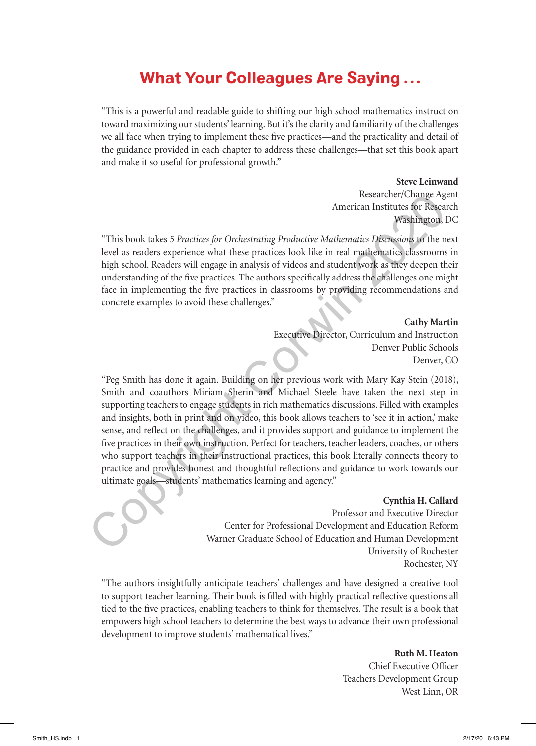# What Your Colleagues Are Saying . . .

"This is a powerful and readable guide to shifting our high school mathematics instruction toward maximizing our students' learning. But it's the clarity and familiarity of the challenges we all face when trying to implement these five practices—and the practicality and detail of the guidance provided in each chapter to address these challenges—that set this book apart and make it so useful for professional growth."

**Steve Leinwand**
Researcher/Change Agent
American Institutes for Research
Washington, DC

"This book takes *5 Practices for Orchestrating Productive Mathematics Discussions* to the next level as readers experience what these practices look like in real mathematics classrooms in high school. Readers will engage in analysis of videos and student work as they deepen their understanding of the five practices. The authors specifically address the challenges one might face in implementing the five practices in classrooms by providing recommendations and concrete examples to avoid these challenges."

**Cathy Martin**
Executive Director, Curriculum and Instruction
Denver Public Schools
Denver, CO

"Peg Smith has done it again. Building on her previous work with Mary Kay Stein (2018), Smith and coauthors Miriam Sherin and Michael Steele have taken the next step in supporting teachers to engage students in rich mathematics discussions. Filled with examples and insights, both in print and on video, this book allows teachers to 'see it in action,' make sense, and reflect on the challenges, and it provides support and guidance to implement the five practices in their own instruction. Perfect for teachers, teacher leaders, coaches, or others who support teachers in their instructional practices, this book literally connects theory to practice and provides honest and thoughtful reflections and guidance to work towards our ultimate goals—students' mathematics learning and agency."

**Cynthia H. Callard**
Professor and Executive Director
Center for Professional Development and Education Reform
Warner Graduate School of Education and Human Development
University of Rochester
Rochester, NY

"The authors insightfully anticipate teachers' challenges and have designed a creative tool to support teacher learning. Their book is filled with highly practical reflective questions all tied to the five practices, enabling teachers to think for themselves. The result is a book that empowers high school teachers to determine the best ways to advance their own professional development to improve students' mathematical lives."

**Ruth M. Heaton**
Chief Executive Officer
Teachers Development Group
West Linn, OR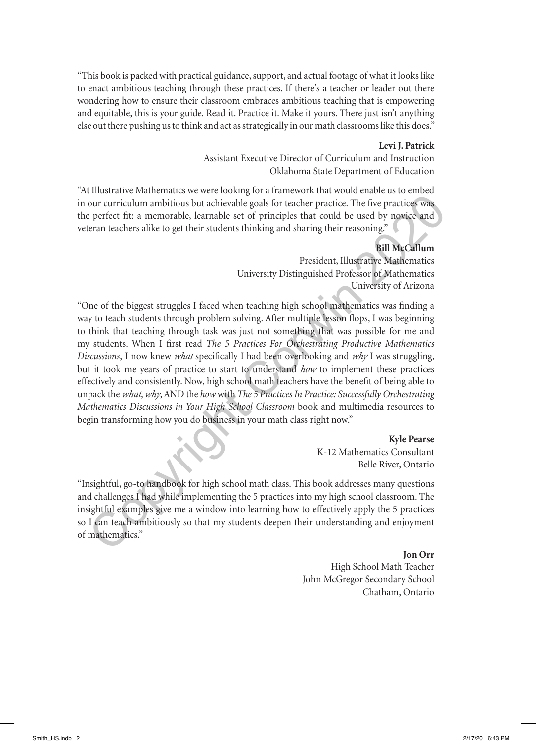"This book is packed with practical guidance, support, and actual footage of what it looks like to enact ambitious teaching through these practices. If there's a teacher or leader out there wondering how to ensure their classroom embraces ambitious teaching that is empowering and equitable, this is your guide. Read it. Practice it. Make it yours. There just isn't anything else out there pushing us to think and act as strategically in our math classrooms like this does."

**Levi J. Patrick**
Assistant Executive Director of Curriculum and Instruction
Oklahoma State Department of Education

"At Illustrative Mathematics we were looking for a framework that would enable us to embed in our curriculum ambitious but achievable goals for teacher practice. The five practices was the perfect fit: a memorable, learnable set of principles that could be used by novice and veteran teachers alike to get their students thinking and sharing their reasoning."

**Bill McCallum**
President, Illustrative Mathematics
University Distinguished Professor of Mathematics
University of Arizona

"One of the biggest struggles I faced when teaching high school mathematics was finding a way to teach students through problem solving. After multiple lesson flops, I was beginning to think that teaching through task was just not something that was possible for me and my students. When I first read *The 5 Practices For Orchestrating Productive Mathematics Discussions*, I now knew *what* specifically I had been overlooking and *why* I was struggling, but it took me years of practice to start to understand *how* to implement these practices effectively and consistently. Now, high school math teachers have the benefit of being able to unpack the *what*, *why*, AND the *how* with *The 5 Practices In Practice: Successfully Orchestrating Mathematics Discussions in Your High School Classroom* book and multimedia resources to begin transforming how you do business in your math class right now."

**Kyle Pearse**
K-12 Mathematics Consultant
Belle River, Ontario

"Insightful, go-to handbook for high school math class. This book addresses many questions and challenges I had while implementing the 5 practices into my high school classroom. The insightful examples give me a window into learning how to effectively apply the 5 practices so I can teach ambitiously so that my students deepen their understanding and enjoyment of mathematics."

**Jon Orr**
High School Math Teacher
John McGregor Secondary School
Chatham, Ontario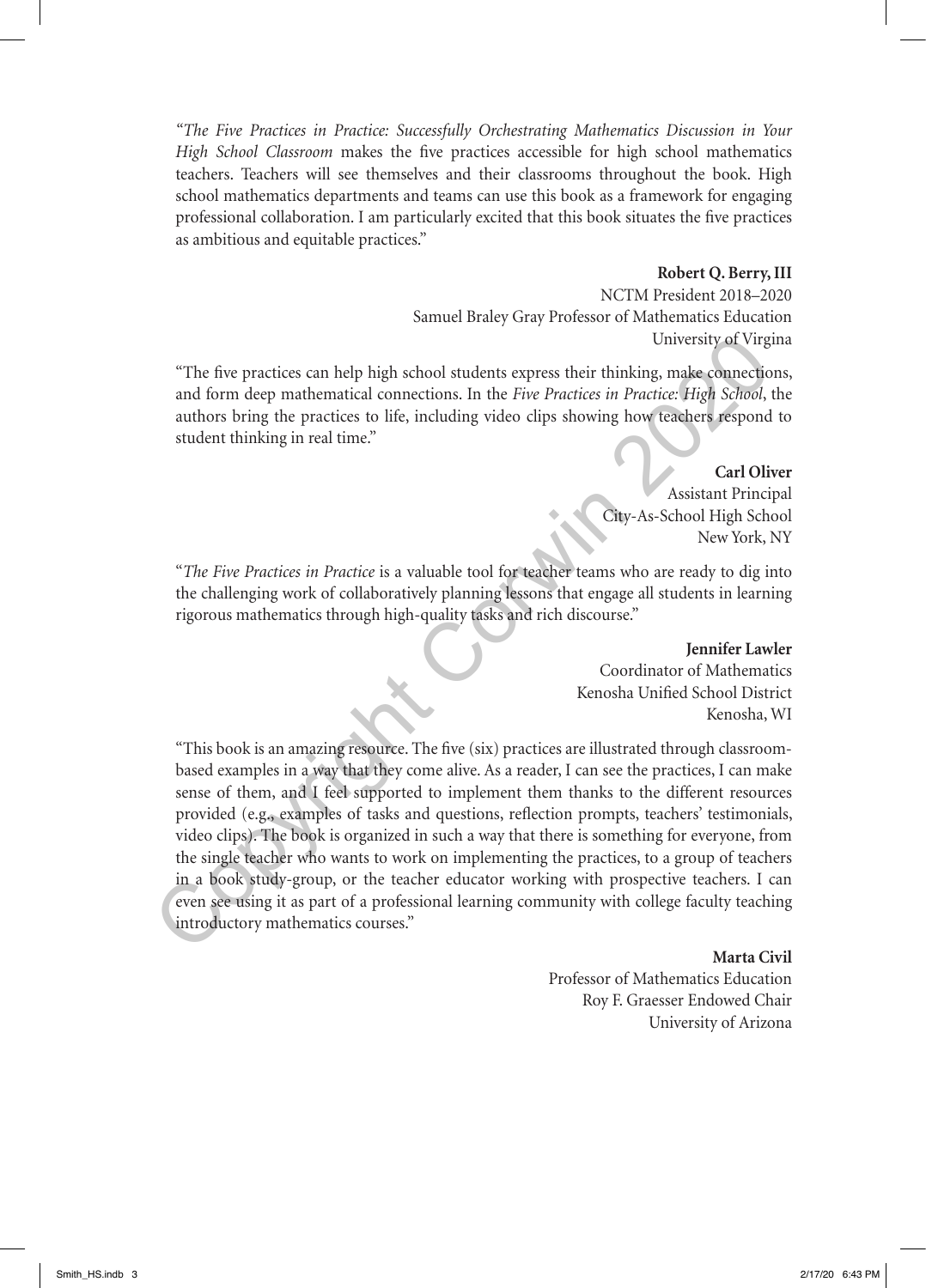*"The Five Practices in Practice: Successfully Orchestrating Mathematics Discussion in Your High School Classroom* makes the five practices accessible for high school mathematics teachers. Teachers will see themselves and their classrooms throughout the book. High school mathematics departments and teams can use this book as a framework for engaging professional collaboration. I am particularly excited that this book situates the five practices as ambitious and equitable practices."

**Robert Q. Berry, III**
NCTM President 2018–2020
Samuel Braley Gray Professor of Mathematics Education
University of Virgina

"The five practices can help high school students express their thinking, make connections, and form deep mathematical connections. In the *Five Practices in Practice: High School*, the authors bring the practices to life, including video clips showing how teachers respond to student thinking in real time."

**Carl Oliver**
Assistant Principal
City-As-School High School
New York, NY

"*The Five Practices in Practice* is a valuable tool for teacher teams who are ready to dig into the challenging work of collaboratively planning lessons that engage all students in learning rigorous mathematics through high-quality tasks and rich discourse."

**Jennifer Lawler**
Coordinator of Mathematics
Kenosha Unified School District
Kenosha, WI

"This book is an amazing resource. The five (six) practices are illustrated through classroom-based examples in a way that they come alive. As a reader, I can see the practices, I can make sense of them, and I feel supported to implement them thanks to the different resources provided (e.g., examples of tasks and questions, reflection prompts, teachers' testimonials, video clips). The book is organized in such a way that there is something for everyone, from the single teacher who wants to work on implementing the practices, to a group of teachers in a book study-group, or the teacher educator working with prospective teachers. I can even see using it as part of a professional learning community with college faculty teaching introductory mathematics courses."

**Marta Civil**
Professor of Mathematics Education
Roy F. Graesser Endowed Chair
University of Arizona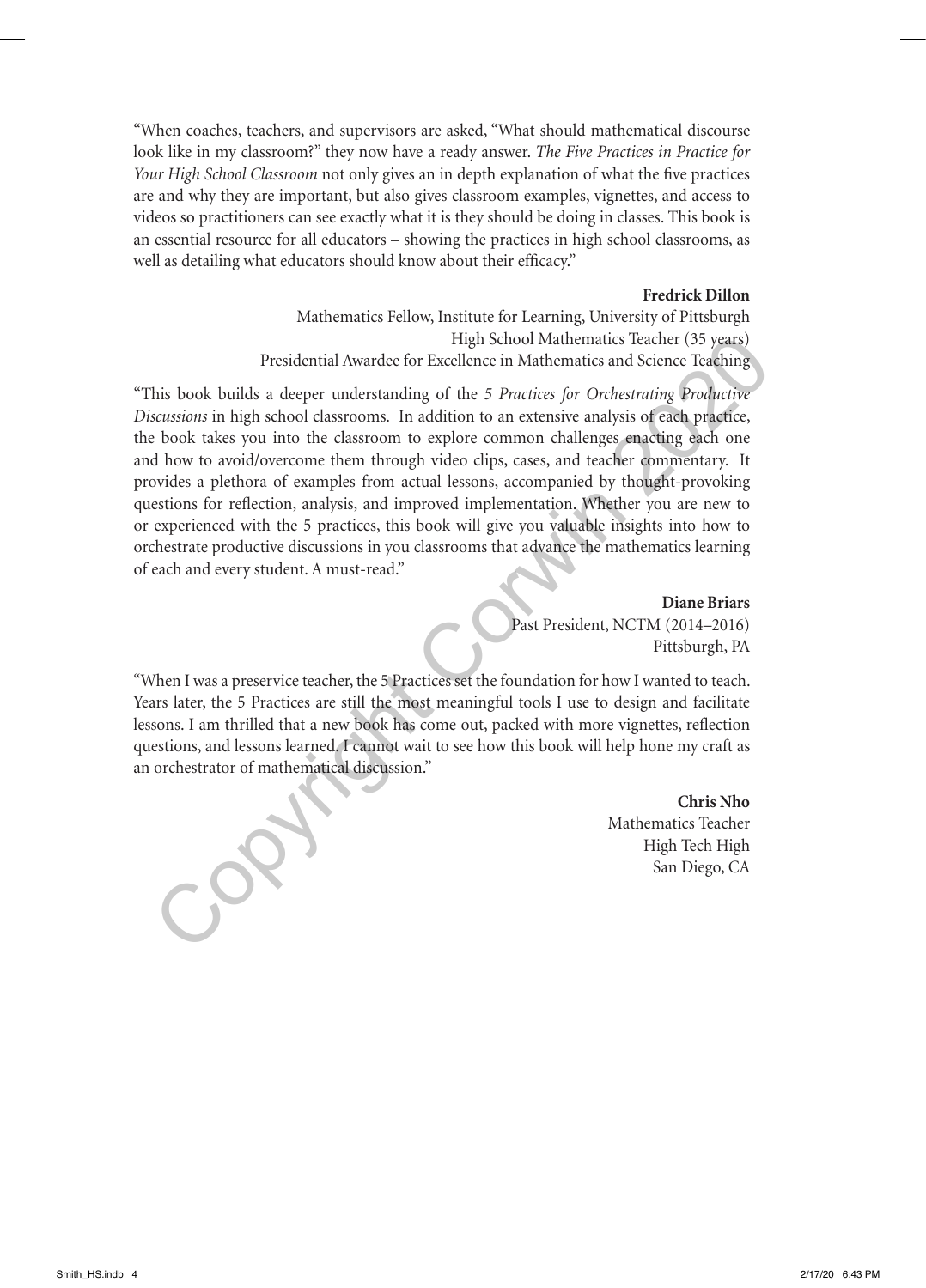"When coaches, teachers, and supervisors are asked, "What should mathematical discourse look like in my classroom?" they now have a ready answer. *The Five Practices in Practice for Your High School Classroom* not only gives an in depth explanation of what the five practices are and why they are important, but also gives classroom examples, vignettes, and access to videos so practitioners can see exactly what it is they should be doing in classes. This book is an essential resource for all educators – showing the practices in high school classrooms, as well as detailing what educators should know about their efficacy."

**Fredrick Dillon**
Mathematics Fellow, Institute for Learning, University of Pittsburgh
High School Mathematics Teacher (35 years)
Presidential Awardee for Excellence in Mathematics and Science Teaching

"This book builds a deeper understanding of the *5 Practices for Orchestrating Productive Discussions* in high school classrooms. In addition to an extensive analysis of each practice, the book takes you into the classroom to explore common challenges enacting each one and how to avoid/overcome them through video clips, cases, and teacher commentary. It provides a plethora of examples from actual lessons, accompanied by thought-provoking questions for reflection, analysis, and improved implementation. Whether you are new to or experienced with the 5 practices, this book will give you valuable insights into how to orchestrate productive discussions in you classrooms that advance the mathematics learning of each and every student. A must-read."

**Diane Briars**
Past President, NCTM (2014–2016)
Pittsburgh, PA

"When I was a preservice teacher, the 5 Practices set the foundation for how I wanted to teach. Years later, the 5 Practices are still the most meaningful tools I use to design and facilitate lessons. I am thrilled that a new book has come out, packed with more vignettes, reflection questions, and lessons learned. I cannot wait to see how this book will help hone my craft as an orchestrator of mathematical discussion."

**Chris Nho**
Mathematics Teacher
High Tech High
San Diego, CA